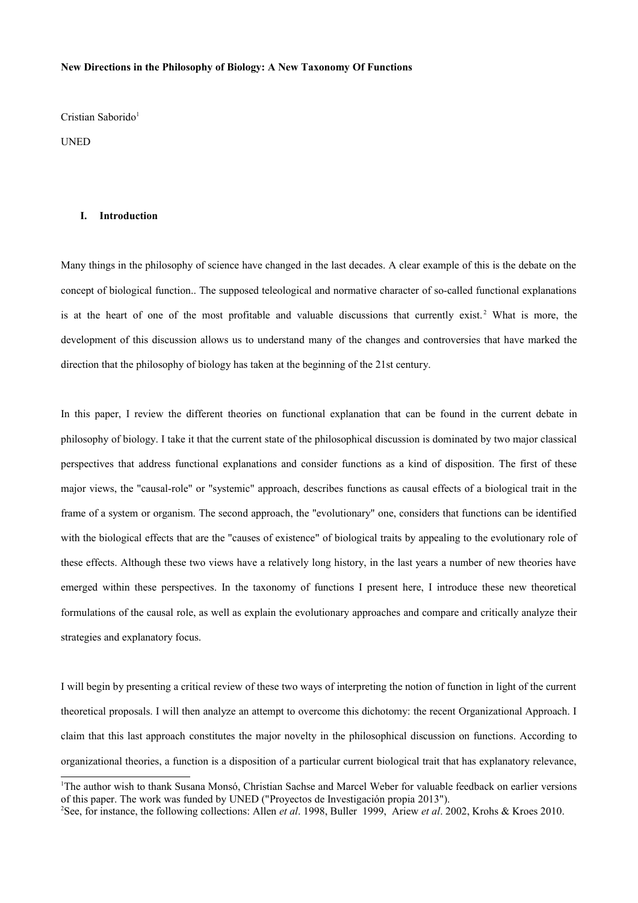**New Directions in the Philosophy of Biology: A New Taxonomy Of Functions**

Cristian Saborido[1]

UNED

## I. Introduction

Many things in the philosophy of science have changed in the last decades. A clear example of this is the debate on the concept of biological function.. The supposed teleological and normative character of so-called functional explanations is at the heart of one of the most profitable and valuable discussions that currently exist.[2] What is more, the development of this discussion allows us to understand many of the changes and controversies that have marked the direction that the philosophy of biology has taken at the beginning of the 21st century.

In this paper, I review the different theories on functional explanation that can be found in the current debate in philosophy of biology. I take it that the current state of the philosophical discussion is dominated by two major classical perspectives that address functional explanations and consider functions as a kind of disposition. The first of these major views, the "causal-role" or "systemic" approach, describes functions as causal effects of a biological trait in the frame of a system or organism. The second approach, the "evolutionary" one, considers that functions can be identified with the biological effects that are the "causes of existence" of biological traits by appealing to the evolutionary role of these effects. Although these two views have a relatively long history, in the last years a number of new theories have emerged within these perspectives. In the taxonomy of functions I present here, I introduce these new theoretical formulations of the causal role, as well as explain the evolutionary approaches and compare and critically analyze their strategies and explanatory focus.

I will begin by presenting a critical review of these two ways of interpreting the notion of function in light of the current theoretical proposals. I will then analyze an attempt to overcome this dichotomy: the recent Organizational Approach. I claim that this last approach constitutes the major novelty in the philosophical discussion on functions. According to organizational theories, a function is a disposition of a particular current biological trait that has explanatory relevance,

---

[1]The author wish to thank Susana Monsó, Christian Sachse and Marcel Weber for valuable feedback on earlier versions of this paper. The work was funded by UNED ("Proyectos de Investigación propia 2013").

[2]See, for instance, the following collections: Allen *et al*. 1998, Buller 1999, Ariew *et al*. 2002, Krohs & Kroes 2010.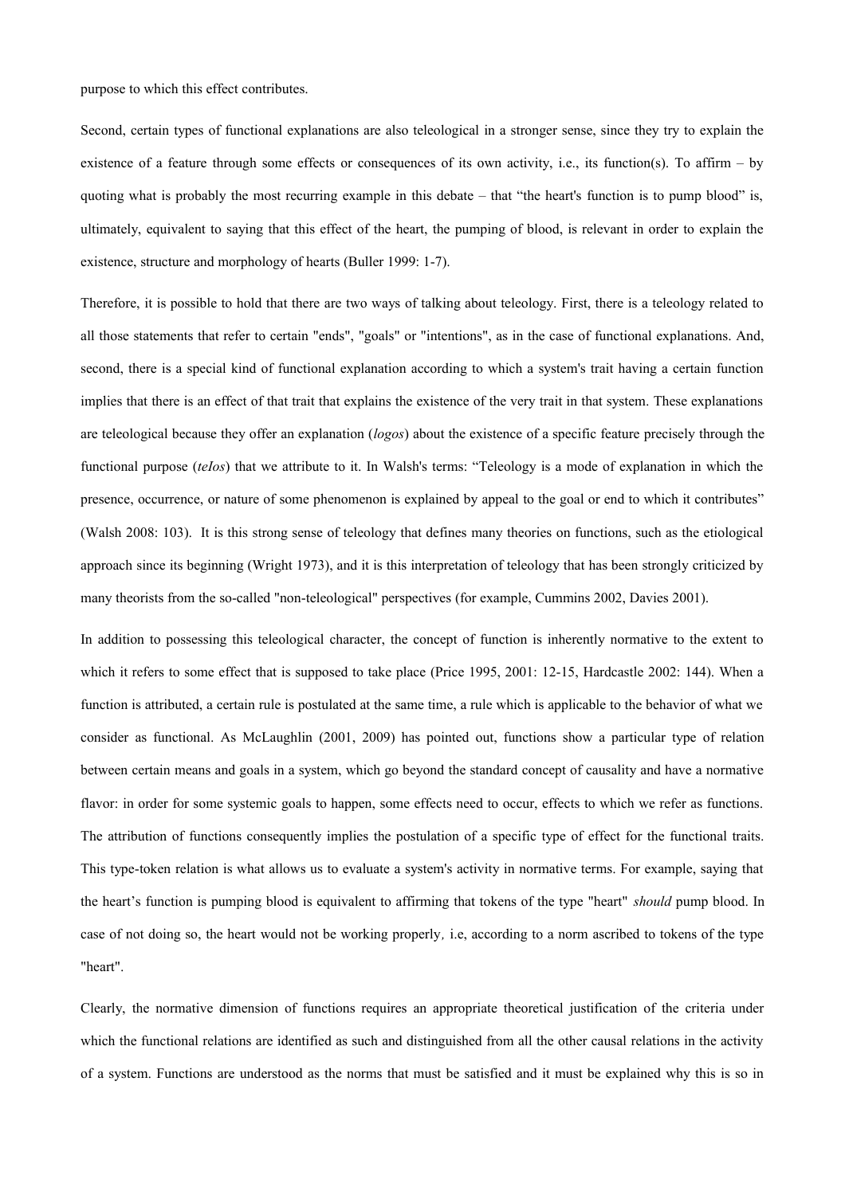purpose to which this effect contributes.

Second, certain types of functional explanations are also teleological in a stronger sense, since they try to explain the existence of a feature through some effects or consequences of its own activity, i.e., its function(s). To affirm – by quoting what is probably the most recurring example in this debate – that "the heart's function is to pump blood" is, ultimately, equivalent to saying that this effect of the heart, the pumping of blood, is relevant in order to explain the existence, structure and morphology of hearts (Buller 1999: 1-7).

Therefore, it is possible to hold that there are two ways of talking about teleology. First, there is a teleology related to all those statements that refer to certain "ends", "goals" or "intentions", as in the case of functional explanations. And, second, there is a special kind of functional explanation according to which a system's trait having a certain function implies that there is an effect of that trait that explains the existence of the very trait in that system. These explanations are teleological because they offer an explanation (*logos*) about the existence of a specific feature precisely through the functional purpose (*teIos*) that we attribute to it. In Walsh's terms: "Teleology is a mode of explanation in which the presence, occurrence, or nature of some phenomenon is explained by appeal to the goal or end to which it contributes" (Walsh 2008: 103). It is this strong sense of teleology that defines many theories on functions, such as the etiological approach since its beginning (Wright 1973), and it is this interpretation of teleology that has been strongly criticized by many theorists from the so-called "non-teleological" perspectives (for example, Cummins 2002, Davies 2001).

In addition to possessing this teleological character, the concept of function is inherently normative to the extent to which it refers to some effect that is supposed to take place (Price 1995, 2001: 12-15, Hardcastle 2002: 144). When a function is attributed, a certain rule is postulated at the same time, a rule which is applicable to the behavior of what we consider as functional. As McLaughlin (2001, 2009) has pointed out, functions show a particular type of relation between certain means and goals in a system, which go beyond the standard concept of causality and have a normative flavor: in order for some systemic goals to happen, some effects need to occur, effects to which we refer as functions. The attribution of functions consequently implies the postulation of a specific type of effect for the functional traits. This type-token relation is what allows us to evaluate a system's activity in normative terms. For example, saying that the heart's function is pumping blood is equivalent to affirming that tokens of the type "heart" *should* pump blood. In case of not doing so, the heart would not be working properly, i.e, according to a norm ascribed to tokens of the type "heart".

Clearly, the normative dimension of functions requires an appropriate theoretical justification of the criteria under which the functional relations are identified as such and distinguished from all the other causal relations in the activity of a system. Functions are understood as the norms that must be satisfied and it must be explained why this is so in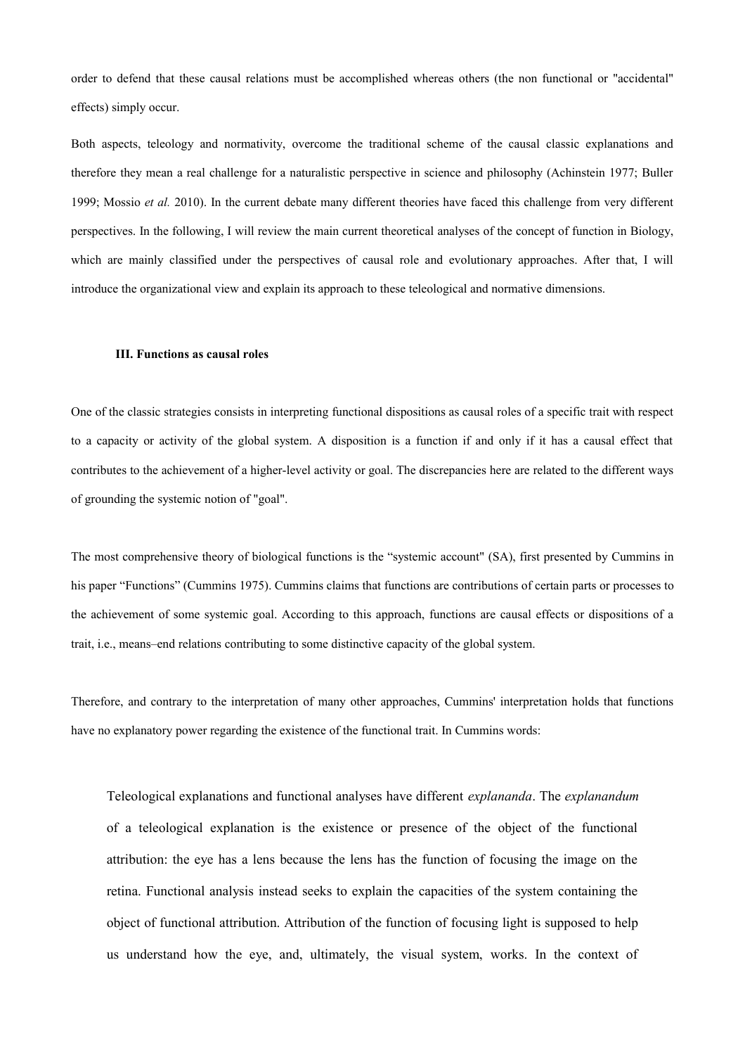order to defend that these causal relations must be accomplished whereas others (the non functional or "accidental" effects) simply occur.

Both aspects, teleology and normativity, overcome the traditional scheme of the causal classic explanations and therefore they mean a real challenge for a naturalistic perspective in science and philosophy (Achinstein 1977; Buller 1999; Mossio *et al.* 2010). In the current debate many different theories have faced this challenge from very different perspectives. In the following, I will review the main current theoretical analyses of the concept of function in Biology, which are mainly classified under the perspectives of causal role and evolutionary approaches. After that, I will introduce the organizational view and explain its approach to these teleological and normative dimensions.

### III. Functions as causal roles

One of the classic strategies consists in interpreting functional dispositions as causal roles of a specific trait with respect to a capacity or activity of the global system. A disposition is a function if and only if it has a causal effect that contributes to the achievement of a higher-level activity or goal. The discrepancies here are related to the different ways of grounding the systemic notion of "goal".

The most comprehensive theory of biological functions is the "systemic account" (SA), first presented by Cummins in his paper "Functions" (Cummins 1975). Cummins claims that functions are contributions of certain parts or processes to the achievement of some systemic goal. According to this approach, functions are causal effects or dispositions of a trait, i.e., means–end relations contributing to some distinctive capacity of the global system.

Therefore, and contrary to the interpretation of many other approaches, Cummins' interpretation holds that functions have no explanatory power regarding the existence of the functional trait. In Cummins words:

> Teleological explanations and functional analyses have different *explananda*. The *explanandum* of a teleological explanation is the existence or presence of the object of the functional attribution: the eye has a lens because the lens has the function of focusing the image on the retina. Functional analysis instead seeks to explain the capacities of the system containing the object of functional attribution. Attribution of the function of focusing light is supposed to help us understand how the eye, and, ultimately, the visual system, works. In the context of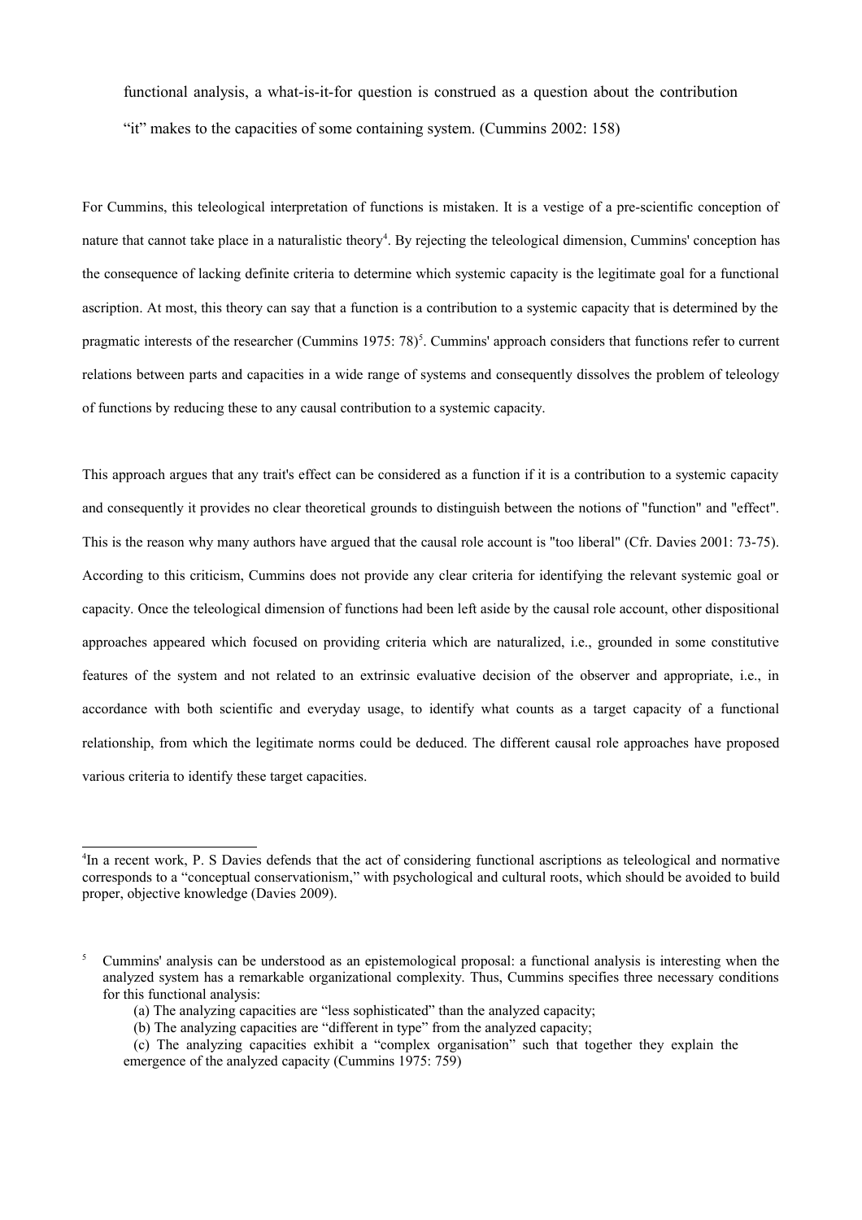> functional analysis, a what-is-it-for question is construed as a question about the contribution "it" makes to the capacities of some containing system. (Cummins 2002: 158)

For Cummins, this teleological interpretation of functions is mistaken. It is a vestige of a pre-scientific conception of nature that cannot take place in a naturalistic theory[4]. By rejecting the teleological dimension, Cummins' conception has the consequence of lacking definite criteria to determine which systemic capacity is the legitimate goal for a functional ascription. At most, this theory can say that a function is a contribution to a systemic capacity that is determined by the pragmatic interests of the researcher (Cummins 1975: 78)[5]. Cummins' approach considers that functions refer to current relations between parts and capacities in a wide range of systems and consequently dissolves the problem of teleology of functions by reducing these to any causal contribution to a systemic capacity.

This approach argues that any trait's effect can be considered as a function if it is a contribution to a systemic capacity and consequently it provides no clear theoretical grounds to distinguish between the notions of "function" and "effect". This is the reason why many authors have argued that the causal role account is "too liberal" (Cfr. Davies 2001: 73-75). According to this criticism, Cummins does not provide any clear criteria for identifying the relevant systemic goal or capacity. Once the teleological dimension of functions had been left aside by the causal role account, other dispositional approaches appeared which focused on providing criteria which are naturalized, i.e., grounded in some constitutive features of the system and not related to an extrinsic evaluative decision of the observer and appropriate, i.e., in accordance with both scientific and everyday usage, to identify what counts as a target capacity of a functional relationship, from which the legitimate norms could be deduced. The different causal role approaches have proposed various criteria to identify these target capacities.

---

[4] In a recent work, P. S Davies defends that the act of considering functional ascriptions as teleological and normative corresponds to a "conceptual conservationism," with psychological and cultural roots, which should be avoided to build proper, objective knowledge (Davies 2009).

[5] Cummins' analysis can be understood as an epistemological proposal: a functional analysis is interesting when the analyzed system has a remarkable organizational complexity. Thus, Cummins specifies three necessary conditions for this functional analysis:

(a) The analyzing capacities are "less sophisticated" than the analyzed capacity;

(b) The analyzing capacities are "different in type" from the analyzed capacity;

(c) The analyzing capacities exhibit a "complex organisation" such that together they explain the emergence of the analyzed capacity (Cummins 1975: 759)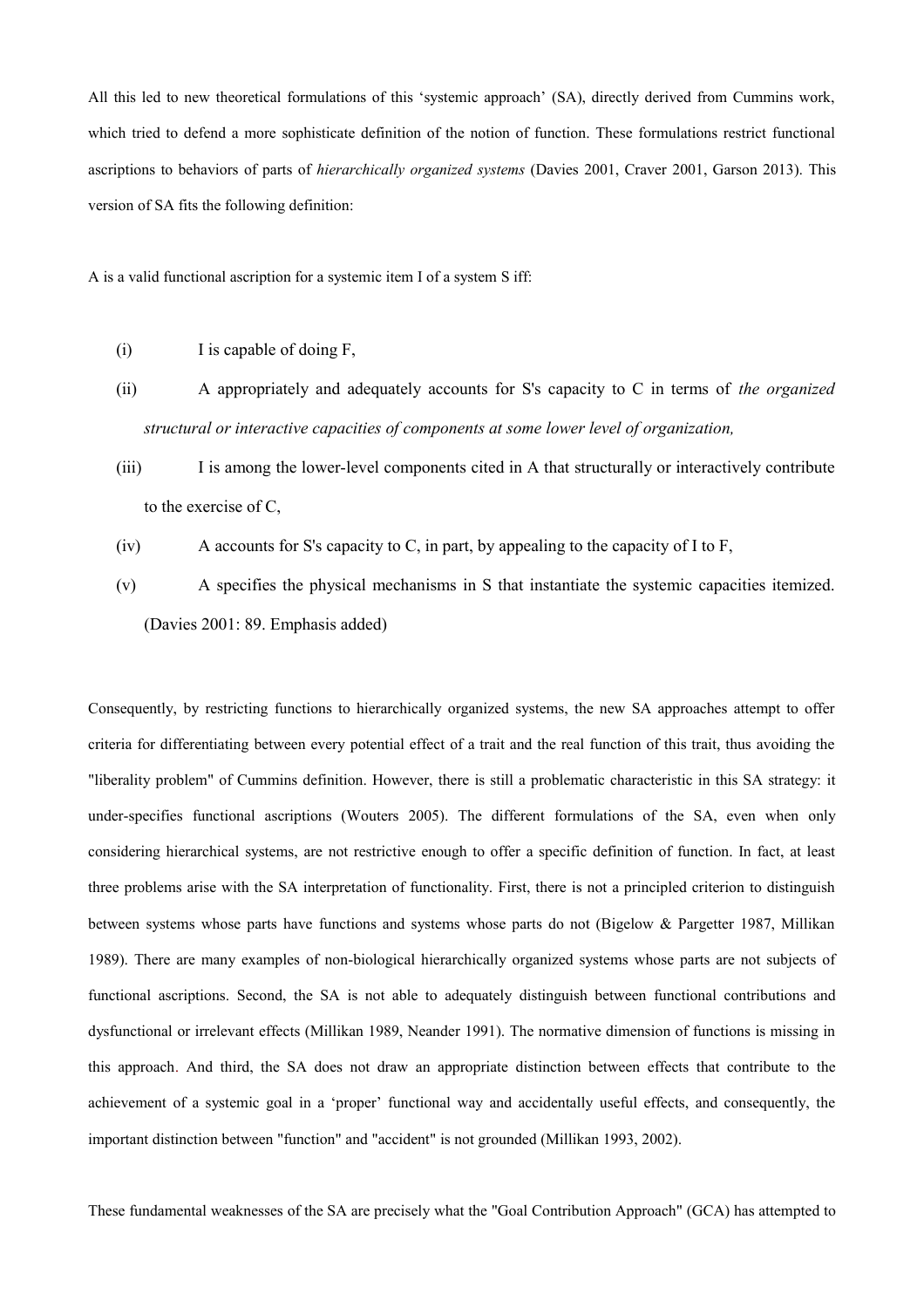All this led to new theoretical formulations of this 'systemic approach' (SA), directly derived from Cummins work, which tried to defend a more sophisticate definition of the notion of function. These formulations restrict functional ascriptions to behaviors of parts of *hierarchically organized systems* (Davies 2001, Craver 2001, Garson 2013). This version of SA fits the following definition:

A is a valid functional ascription for a systemic item I of a system S iff:

(i) I is capable of doing F,

(ii) A appropriately and adequately accounts for S's capacity to C in terms of *the organized structural or interactive capacities of components at some lower level of organization,*

(iii) I is among the lower-level components cited in A that structurally or interactively contribute to the exercise of C,

(iv) A accounts for S's capacity to C, in part, by appealing to the capacity of I to F,

(v) A specifies the physical mechanisms in S that instantiate the systemic capacities itemized. (Davies 2001: 89. Emphasis added)

Consequently, by restricting functions to hierarchically organized systems, the new SA approaches attempt to offer criteria for differentiating between every potential effect of a trait and the real function of this trait, thus avoiding the "liberality problem" of Cummins definition. However, there is still a problematic characteristic in this SA strategy: it under-specifies functional ascriptions (Wouters 2005). The different formulations of the SA, even when only considering hierarchical systems, are not restrictive enough to offer a specific definition of function. In fact, at least three problems arise with the SA interpretation of functionality. First, there is not a principled criterion to distinguish between systems whose parts have functions and systems whose parts do not (Bigelow & Pargetter 1987, Millikan 1989). There are many examples of non-biological hierarchically organized systems whose parts are not subjects of functional ascriptions. Second, the SA is not able to adequately distinguish between functional contributions and dysfunctional or irrelevant effects (Millikan 1989, Neander 1991). The normative dimension of functions is missing in this approach. And third, the SA does not draw an appropriate distinction between effects that contribute to the achievement of a systemic goal in a 'proper' functional way and accidentally useful effects, and consequently, the important distinction between "function" and "accident" is not grounded (Millikan 1993, 2002).

These fundamental weaknesses of the SA are precisely what the "Goal Contribution Approach" (GCA) has attempted to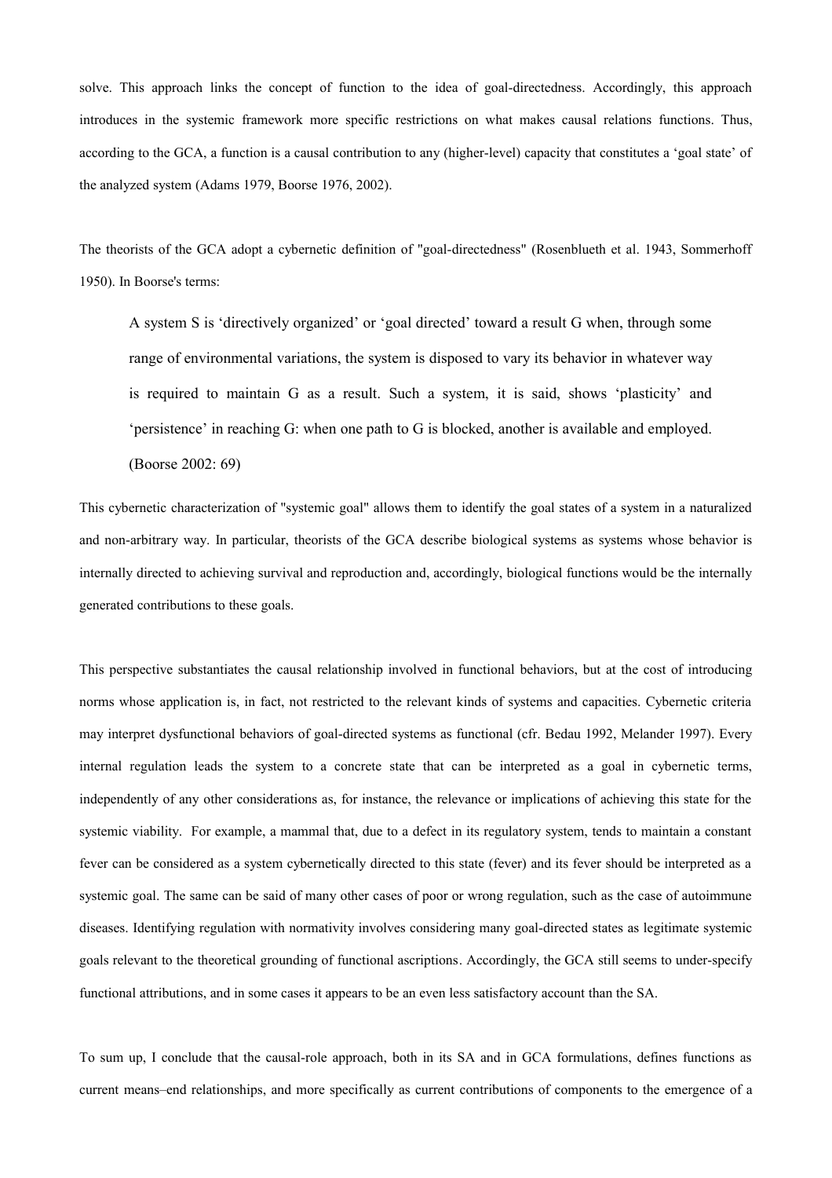solve. This approach links the concept of function to the idea of goal-directedness. Accordingly, this approach introduces in the systemic framework more specific restrictions on what makes causal relations functions. Thus, according to the GCA, a function is a causal contribution to any (higher-level) capacity that constitutes a 'goal state' of the analyzed system (Adams 1979, Boorse 1976, 2002).

The theorists of the GCA adopt a cybernetic definition of "goal-directedness" (Rosenblueth et al. 1943, Sommerhoff 1950). In Boorse's terms:

> A system S is 'directively organized' or 'goal directed' toward a result G when, through some range of environmental variations, the system is disposed to vary its behavior in whatever way is required to maintain G as a result. Such a system, it is said, shows 'plasticity' and 'persistence' in reaching G: when one path to G is blocked, another is available and employed. (Boorse 2002: 69)

This cybernetic characterization of "systemic goal" allows them to identify the goal states of a system in a naturalized and non-arbitrary way. In particular, theorists of the GCA describe biological systems as systems whose behavior is internally directed to achieving survival and reproduction and, accordingly, biological functions would be the internally generated contributions to these goals.

This perspective substantiates the causal relationship involved in functional behaviors, but at the cost of introducing norms whose application is, in fact, not restricted to the relevant kinds of systems and capacities. Cybernetic criteria may interpret dysfunctional behaviors of goal-directed systems as functional (cfr. Bedau 1992, Melander 1997). Every internal regulation leads the system to a concrete state that can be interpreted as a goal in cybernetic terms, independently of any other considerations as, for instance, the relevance or implications of achieving this state for the systemic viability. For example, a mammal that, due to a defect in its regulatory system, tends to maintain a constant fever can be considered as a system cybernetically directed to this state (fever) and its fever should be interpreted as a systemic goal. The same can be said of many other cases of poor or wrong regulation, such as the case of autoimmune diseases. Identifying regulation with normativity involves considering many goal-directed states as legitimate systemic goals relevant to the theoretical grounding of functional ascriptions. Accordingly, the GCA still seems to under-specify functional attributions, and in some cases it appears to be an even less satisfactory account than the SA.

To sum up, I conclude that the causal-role approach, both in its SA and in GCA formulations, defines functions as current means–end relationships, and more specifically as current contributions of components to the emergence of a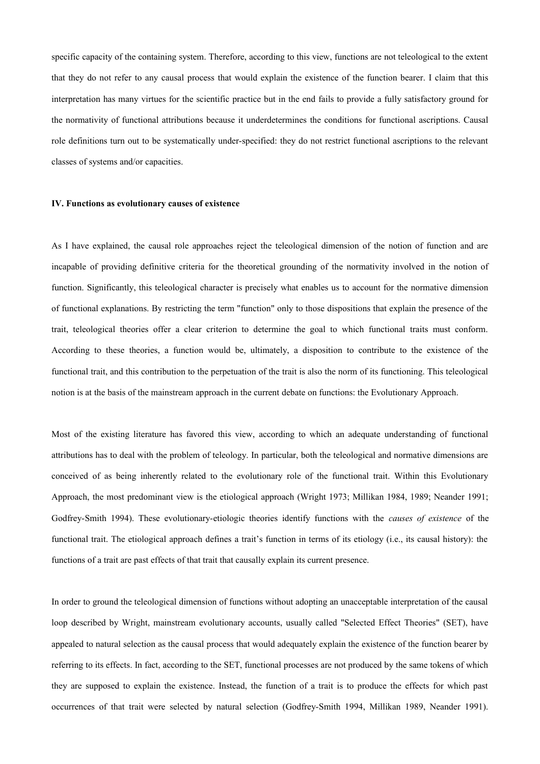specific capacity of the containing system. Therefore, according to this view, functions are not teleological to the extent that they do not refer to any causal process that would explain the existence of the function bearer. I claim that this interpretation has many virtues for the scientific practice but in the end fails to provide a fully satisfactory ground for the normativity of functional attributions because it underdetermines the conditions for functional ascriptions. Causal role definitions turn out to be systematically under-specified: they do not restrict functional ascriptions to the relevant classes of systems and/or capacities.

### IV. Functions as evolutionary causes of existence

As I have explained, the causal role approaches reject the teleological dimension of the notion of function and are incapable of providing definitive criteria for the theoretical grounding of the normativity involved in the notion of function. Significantly, this teleological character is precisely what enables us to account for the normative dimension of functional explanations. By restricting the term "function" only to those dispositions that explain the presence of the trait, teleological theories offer a clear criterion to determine the goal to which functional traits must conform. According to these theories, a function would be, ultimately, a disposition to contribute to the existence of the functional trait, and this contribution to the perpetuation of the trait is also the norm of its functioning. This teleological notion is at the basis of the mainstream approach in the current debate on functions: the Evolutionary Approach.

Most of the existing literature has favored this view, according to which an adequate understanding of functional attributions has to deal with the problem of teleology. In particular, both the teleological and normative dimensions are conceived of as being inherently related to the evolutionary role of the functional trait. Within this Evolutionary Approach, the most predominant view is the etiological approach (Wright 1973; Millikan 1984, 1989; Neander 1991; Godfrey-Smith 1994). These evolutionary-etiologic theories identify functions with the *causes of existence* of the functional trait. The etiological approach defines a trait's function in terms of its etiology (i.e., its causal history): the functions of a trait are past effects of that trait that causally explain its current presence.

In order to ground the teleological dimension of functions without adopting an unacceptable interpretation of the causal loop described by Wright, mainstream evolutionary accounts, usually called "Selected Effect Theories" (SET), have appealed to natural selection as the causal process that would adequately explain the existence of the function bearer by referring to its effects. In fact, according to the SET, functional processes are not produced by the same tokens of which they are supposed to explain the existence. Instead, the function of a trait is to produce the effects for which past occurrences of that trait were selected by natural selection (Godfrey-Smith 1994, Millikan 1989, Neander 1991).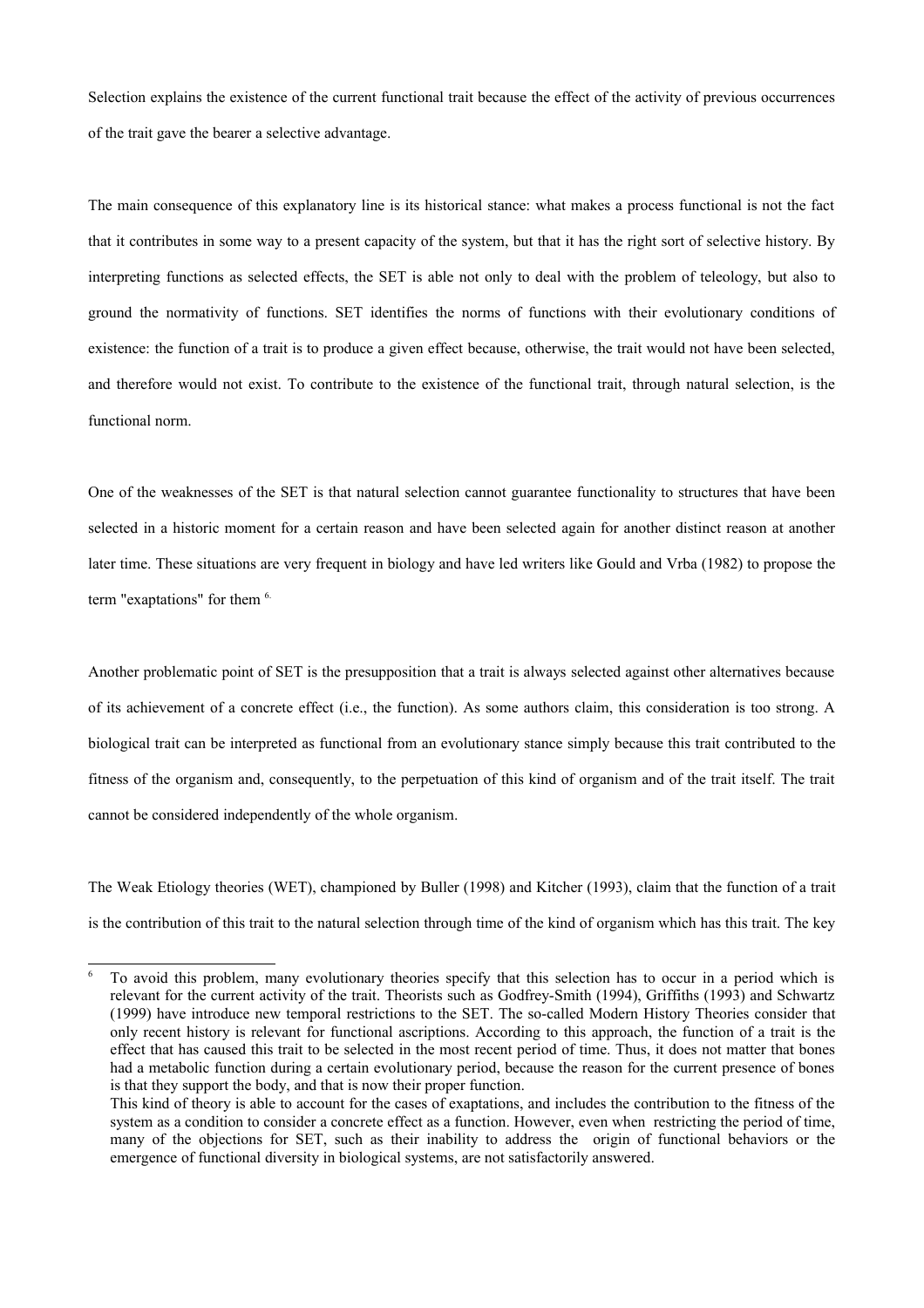Selection explains the existence of the current functional trait because the effect of the activity of previous occurrences of the trait gave the bearer a selective advantage.

The main consequence of this explanatory line is its historical stance: what makes a process functional is not the fact that it contributes in some way to a present capacity of the system, but that it has the right sort of selective history. By interpreting functions as selected effects, the SET is able not only to deal with the problem of teleology, but also to ground the normativity of functions. SET identifies the norms of functions with their evolutionary conditions of existence: the function of a trait is to produce a given effect because, otherwise, the trait would not have been selected, and therefore would not exist. To contribute to the existence of the functional trait, through natural selection, is the functional norm.

One of the weaknesses of the SET is that natural selection cannot guarantee functionality to structures that have been selected in a historic moment for a certain reason and have been selected again for another distinct reason at another later time. These situations are very frequent in biology and have led writers like Gould and Vrba (1982) to propose the term "exaptations" for them [6].

Another problematic point of SET is the presupposition that a trait is always selected against other alternatives because of its achievement of a concrete effect (i.e., the function). As some authors claim, this consideration is too strong. A biological trait can be interpreted as functional from an evolutionary stance simply because this trait contributed to the fitness of the organism and, consequently, to the perpetuation of this kind of organism and of the trait itself. The trait cannot be considered independently of the whole organism.

The Weak Etiology theories (WET), championed by Buller (1998) and Kitcher (1993), claim that the function of a trait is the contribution of this trait to the natural selection through time of the kind of organism which has this trait. The key

[6] To avoid this problem, many evolutionary theories specify that this selection has to occur in a period which is relevant for the current activity of the trait. Theorists such as Godfrey-Smith (1994), Griffiths (1993) and Schwartz (1999) have introduce new temporal restrictions to the SET. The so-called Modern History Theories consider that only recent history is relevant for functional ascriptions. According to this approach, the function of a trait is the effect that has caused this trait to be selected in the most recent period of time. Thus, it does not matter that bones had a metabolic function during a certain evolutionary period, because the reason for the current presence of bones is that they support the body, and that is now their proper function.
This kind of theory is able to account for the cases of exaptations, and includes the contribution to the fitness of the system as a condition to consider a concrete effect as a function. However, even when restricting the period of time, many of the objections for SET, such as their inability to address the origin of functional behaviors or the emergence of functional diversity in biological systems, are not satisfactorily answered.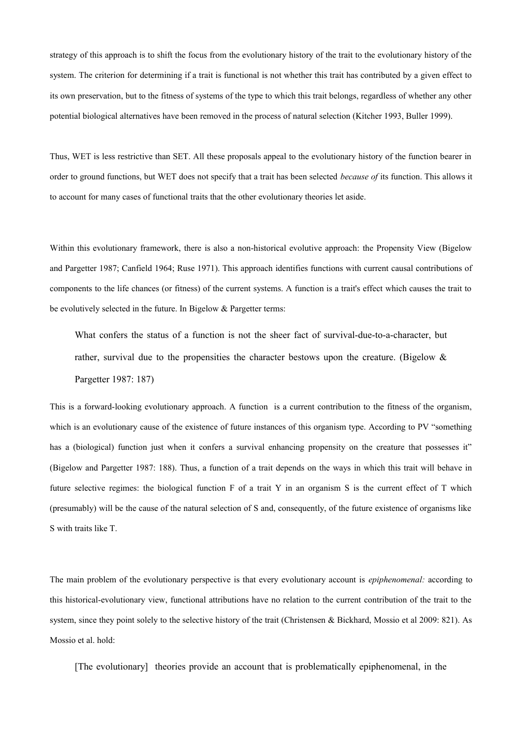strategy of this approach is to shift the focus from the evolutionary history of the trait to the evolutionary history of the system. The criterion for determining if a trait is functional is not whether this trait has contributed by a given effect to its own preservation, but to the fitness of systems of the type to which this trait belongs, regardless of whether any other potential biological alternatives have been removed in the process of natural selection (Kitcher 1993, Buller 1999).

Thus, WET is less restrictive than SET. All these proposals appeal to the evolutionary history of the function bearer in order to ground functions, but WET does not specify that a trait has been selected *because of* its function. This allows it to account for many cases of functional traits that the other evolutionary theories let aside.

Within this evolutionary framework, there is also a non-historical evolutive approach: the Propensity View (Bigelow and Pargetter 1987; Canfield 1964; Ruse 1971). This approach identifies functions with current causal contributions of components to the life chances (or fitness) of the current systems. A function is a trait's effect which causes the trait to be evolutively selected in the future. In Bigelow & Pargetter terms:

> What confers the status of a function is not the sheer fact of survival-due-to-a-character, but rather, survival due to the propensities the character bestows upon the creature. (Bigelow & Pargetter 1987: 187)

This is a forward-looking evolutionary approach. A function is a current contribution to the fitness of the organism, which is an evolutionary cause of the existence of future instances of this organism type. According to PV "something has a (biological) function just when it confers a survival enhancing propensity on the creature that possesses it" (Bigelow and Pargetter 1987: 188). Thus, a function of a trait depends on the ways in which this trait will behave in future selective regimes: the biological function F of a trait Y in an organism S is the current effect of T which (presumably) will be the cause of the natural selection of S and, consequently, of the future existence of organisms like S with traits like T.

The main problem of the evolutionary perspective is that every evolutionary account is *epiphenomenal:* according to this historical-evolutionary view, functional attributions have no relation to the current contribution of the trait to the system, since they point solely to the selective history of the trait (Christensen & Bickhard, Mossio et al 2009: 821). As Mossio et al. hold:

> [The evolutionary] theories provide an account that is problematically epiphenomenal, in the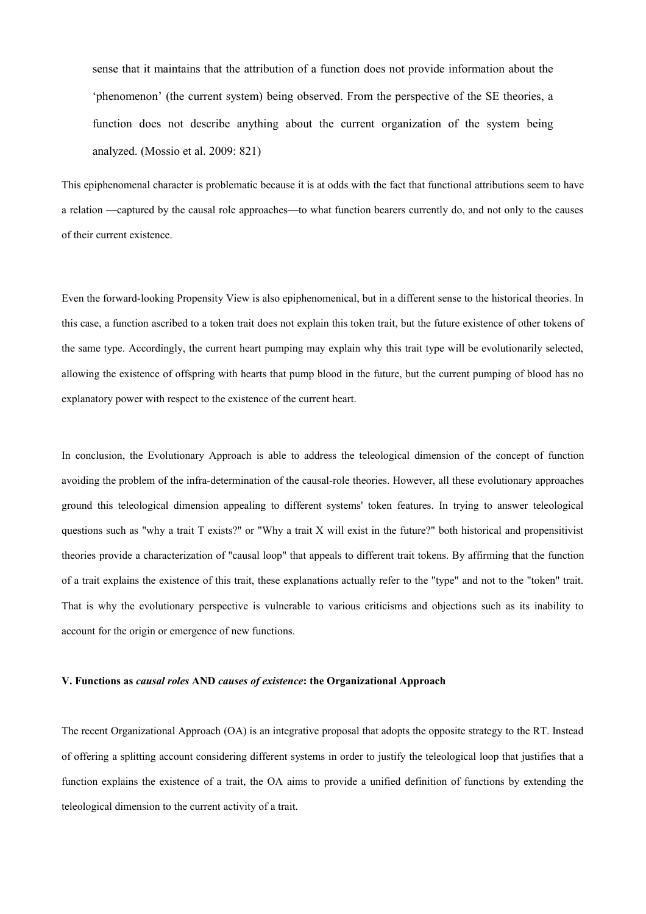> sense that it maintains that the attribution of a function does not provide information about the 'phenomenon' (the current system) being observed. From the perspective of the SE theories, a function does not describe anything about the current organization of the system being analyzed. (Mossio et al. 2009: 821)

This epiphenomenal character is problematic because it is at odds with the fact that functional attributions seem to have a relation —captured by the causal role approaches—to what function bearers currently do, and not only to the causes of their current existence.

Even the forward-looking Propensity View is also epiphenomenical, but in a different sense to the historical theories. In this case, a function ascribed to a token trait does not explain this token trait, but the future existence of other tokens of the same type. Accordingly, the current heart pumping may explain why this trait type will be evolutionarily selected, allowing the existence of offspring with hearts that pump blood in the future, but the current pumping of blood has no explanatory power with respect to the existence of the current heart.

In conclusion, the Evolutionary Approach is able to address the teleological dimension of the concept of function avoiding the problem of the infra-determination of the causal-role theories. However, all these evolutionary approaches ground this teleological dimension appealing to different systems' token features. In trying to answer teleological questions such as "why a trait T exists?" or "Why a trait X will exist in the future?" both historical and propensitivist theories provide a characterization of "causal loop" that appeals to different trait tokens. By affirming that the function of a trait explains the existence of this trait, these explanations actually refer to the "type" and not to the "token" trait. That is why the evolutionary perspective is vulnerable to various criticisms and objections such as its inability to account for the origin or emergence of new functions.

### V. Functions as *causal roles* AND *causes of existence*: the Organizational Approach

The recent Organizational Approach (OA) is an integrative proposal that adopts the opposite strategy to the RT. Instead of offering a splitting account considering different systems in order to justify the teleological loop that justifies that a function explains the existence of a trait, the OA aims to provide a unified definition of functions by extending the teleological dimension to the current activity of a trait.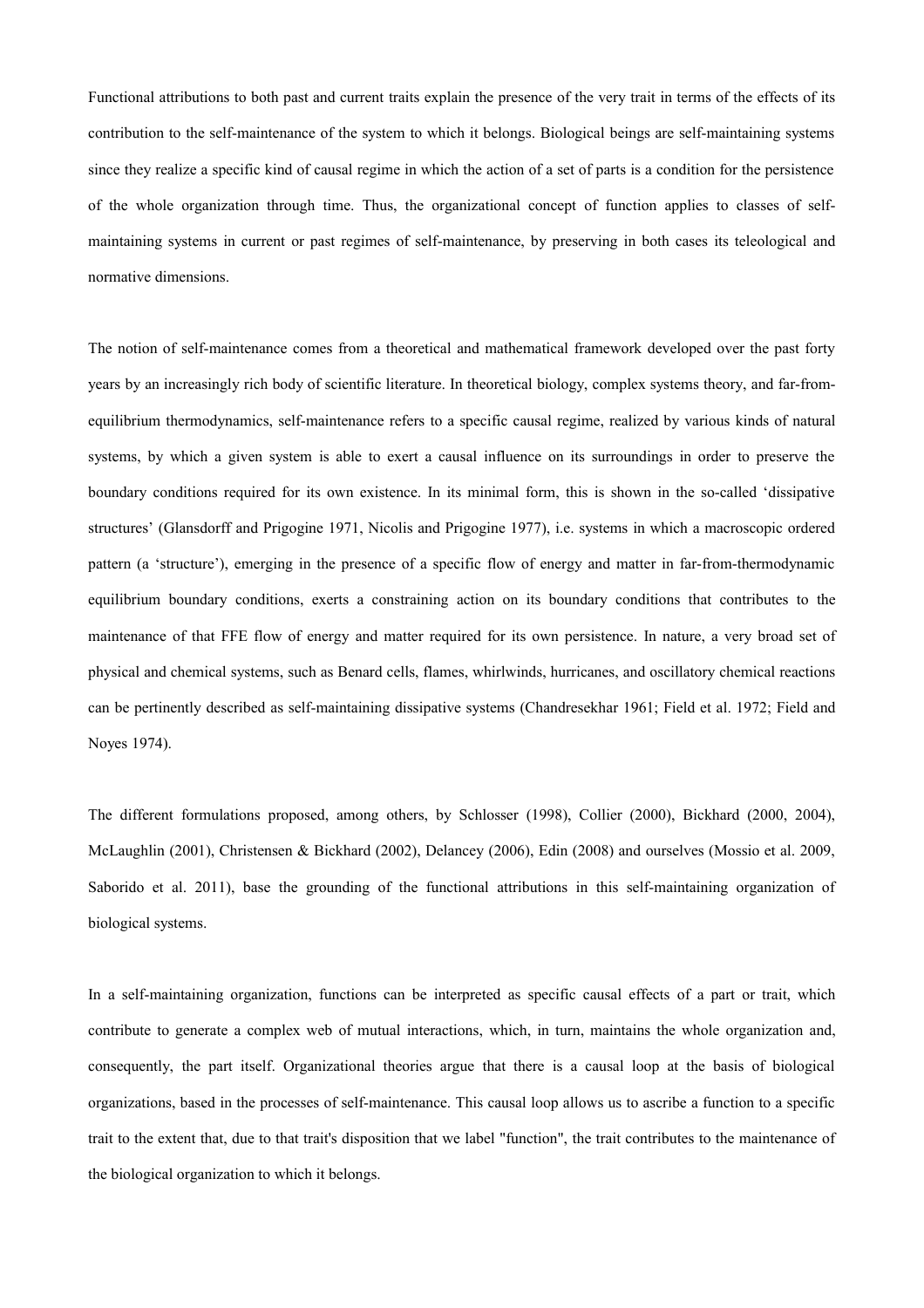Functional attributions to both past and current traits explain the presence of the very trait in terms of the effects of its contribution to the self-maintenance of the system to which it belongs. Biological beings are self-maintaining systems since they realize a specific kind of causal regime in which the action of a set of parts is a condition for the persistence of the whole organization through time. Thus, the organizational concept of function applies to classes of self-maintaining systems in current or past regimes of self-maintenance, by preserving in both cases its teleological and normative dimensions.

The notion of self-maintenance comes from a theoretical and mathematical framework developed over the past forty years by an increasingly rich body of scientific literature. In theoretical biology, complex systems theory, and far-from-equilibrium thermodynamics, self-maintenance refers to a specific causal regime, realized by various kinds of natural systems, by which a given system is able to exert a causal influence on its surroundings in order to preserve the boundary conditions required for its own existence. In its minimal form, this is shown in the so-called 'dissipative structures' (Glansdorff and Prigogine 1971, Nicolis and Prigogine 1977), i.e. systems in which a macroscopic ordered pattern (a 'structure'), emerging in the presence of a specific flow of energy and matter in far-from-thermodynamic equilibrium boundary conditions, exerts a constraining action on its boundary conditions that contributes to the maintenance of that FFE flow of energy and matter required for its own persistence. In nature, a very broad set of physical and chemical systems, such as Benard cells, flames, whirlwinds, hurricanes, and oscillatory chemical reactions can be pertinently described as self-maintaining dissipative systems (Chandresekhar 1961; Field et al. 1972; Field and Noyes 1974).

The different formulations proposed, among others, by Schlosser (1998), Collier (2000), Bickhard (2000, 2004), McLaughlin (2001), Christensen & Bickhard (2002), Delancey (2006), Edin (2008) and ourselves (Mossio et al. 2009, Saborido et al. 2011), base the grounding of the functional attributions in this self-maintaining organization of biological systems.

In a self-maintaining organization, functions can be interpreted as specific causal effects of a part or trait, which contribute to generate a complex web of mutual interactions, which, in turn, maintains the whole organization and, consequently, the part itself. Organizational theories argue that there is a causal loop at the basis of biological organizations, based in the processes of self-maintenance. This causal loop allows us to ascribe a function to a specific trait to the extent that, due to that trait's disposition that we label "function", the trait contributes to the maintenance of the biological organization to which it belongs.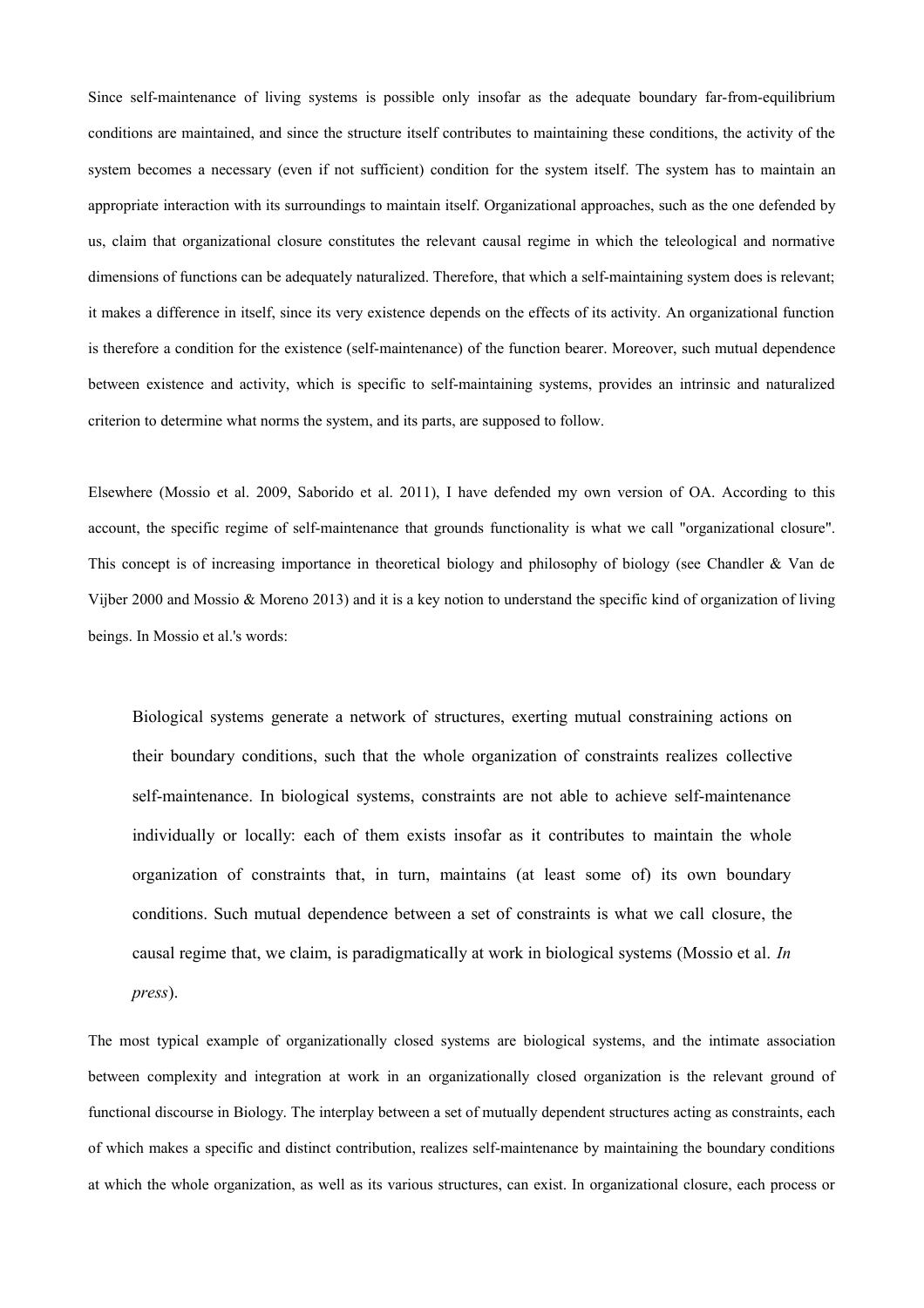Since self-maintenance of living systems is possible only insofar as the adequate boundary far-from-equilibrium conditions are maintained, and since the structure itself contributes to maintaining these conditions, the activity of the system becomes a necessary (even if not sufficient) condition for the system itself. The system has to maintain an appropriate interaction with its surroundings to maintain itself. Organizational approaches, such as the one defended by us, claim that organizational closure constitutes the relevant causal regime in which the teleological and normative dimensions of functions can be adequately naturalized. Therefore, that which a self-maintaining system does is relevant; it makes a difference in itself, since its very existence depends on the effects of its activity. An organizational function is therefore a condition for the existence (self-maintenance) of the function bearer. Moreover, such mutual dependence between existence and activity, which is specific to self-maintaining systems, provides an intrinsic and naturalized criterion to determine what norms the system, and its parts, are supposed to follow.

Elsewhere (Mossio et al. 2009, Saborido et al. 2011), I have defended my own version of OA. According to this account, the specific regime of self-maintenance that grounds functionality is what we call "organizational closure". This concept is of increasing importance in theoretical biology and philosophy of biology (see Chandler & Van de Vijber 2000 and Mossio & Moreno 2013) and it is a key notion to understand the specific kind of organization of living beings. In Mossio et al.'s words:

> Biological systems generate a network of structures, exerting mutual constraining actions on their boundary conditions, such that the whole organization of constraints realizes collective self-maintenance. In biological systems, constraints are not able to achieve self-maintenance individually or locally: each of them exists insofar as it contributes to maintain the whole organization of constraints that, in turn, maintains (at least some of) its own boundary conditions. Such mutual dependence between a set of constraints is what we call closure, the causal regime that, we claim, is paradigmatically at work in biological systems (Mossio et al. *In press*).

The most typical example of organizationally closed systems are biological systems, and the intimate association between complexity and integration at work in an organizationally closed organization is the relevant ground of functional discourse in Biology. The interplay between a set of mutually dependent structures acting as constraints, each of which makes a specific and distinct contribution, realizes self-maintenance by maintaining the boundary conditions at which the whole organization, as well as its various structures, can exist. In organizational closure, each process or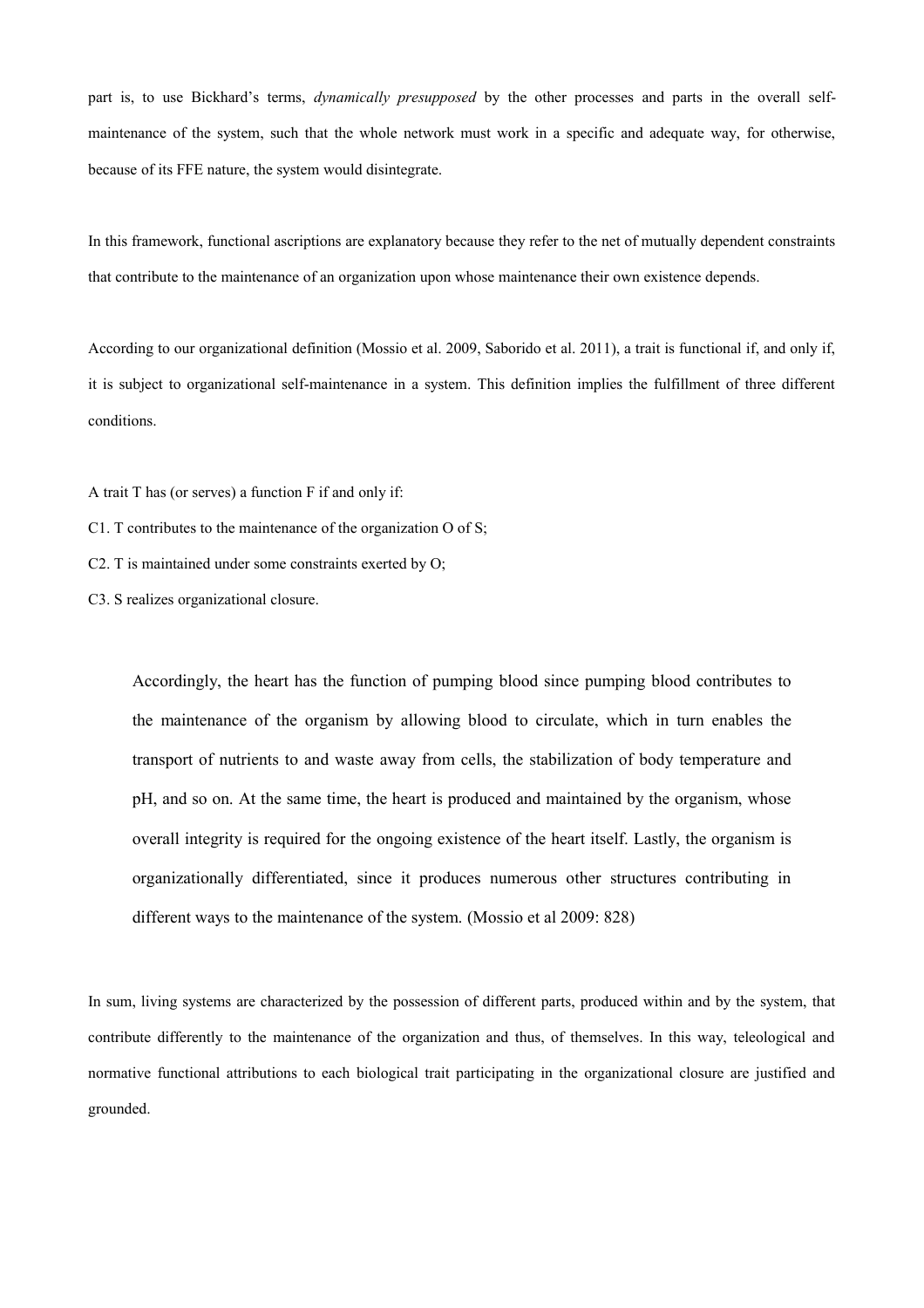part is, to use Bickhard's terms, *dynamically presupposed* by the other processes and parts in the overall self-maintenance of the system, such that the whole network must work in a specific and adequate way, for otherwise, because of its FFE nature, the system would disintegrate.

In this framework, functional ascriptions are explanatory because they refer to the net of mutually dependent constraints that contribute to the maintenance of an organization upon whose maintenance their own existence depends.

According to our organizational definition (Mossio et al. 2009, Saborido et al. 2011), a trait is functional if, and only if, it is subject to organizational self-maintenance in a system. This definition implies the fulfillment of three different conditions.

A trait T has (or serves) a function F if and only if:

C1. T contributes to the maintenance of the organization O of S;

C2. T is maintained under some constraints exerted by O;

C3. S realizes organizational closure.

> Accordingly, the heart has the function of pumping blood since pumping blood contributes to the maintenance of the organism by allowing blood to circulate, which in turn enables the transport of nutrients to and waste away from cells, the stabilization of body temperature and pH, and so on. At the same time, the heart is produced and maintained by the organism, whose overall integrity is required for the ongoing existence of the heart itself. Lastly, the organism is organizationally differentiated, since it produces numerous other structures contributing in different ways to the maintenance of the system. (Mossio et al 2009: 828)

In sum, living systems are characterized by the possession of different parts, produced within and by the system, that contribute differently to the maintenance of the organization and thus, of themselves. In this way, teleological and normative functional attributions to each biological trait participating in the organizational closure are justified and grounded.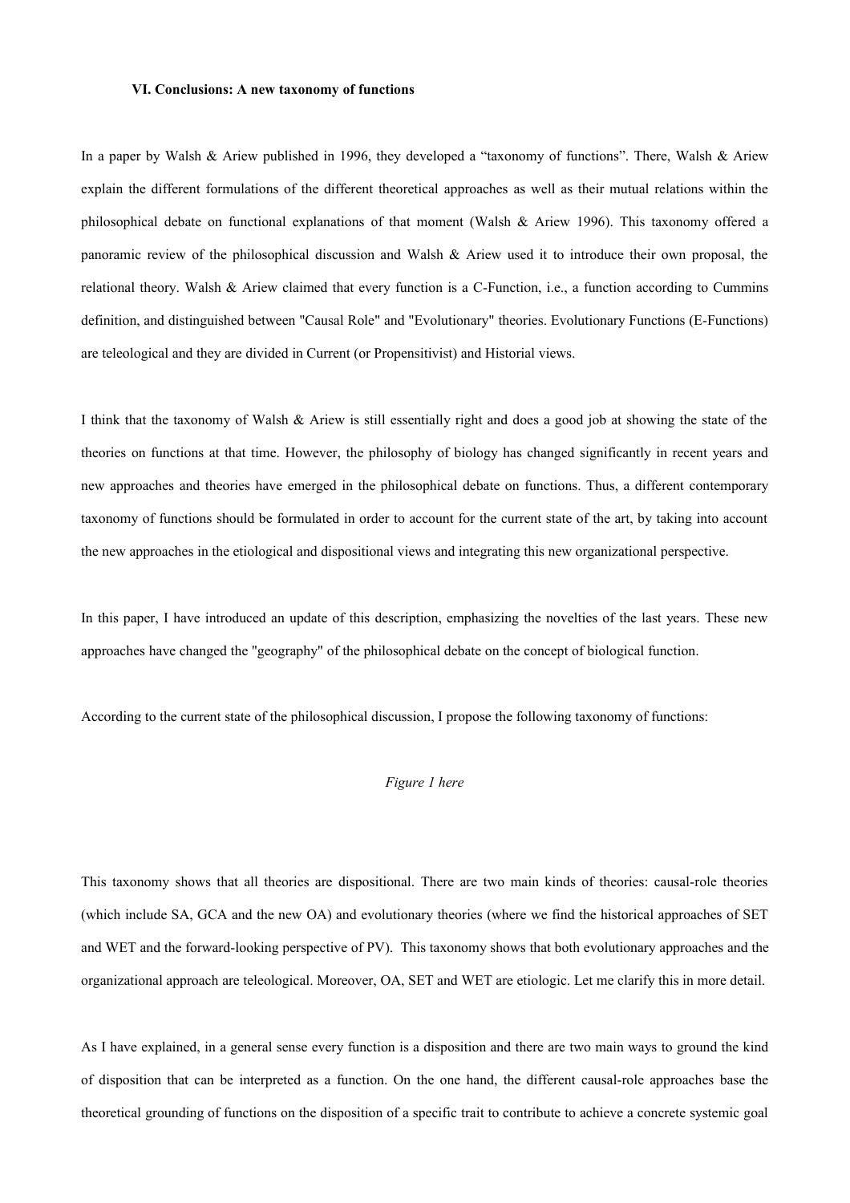### VI. Conclusions: A new taxonomy of functions

In a paper by Walsh & Ariew published in 1996, they developed a "taxonomy of functions". There, Walsh & Ariew explain the different formulations of the different theoretical approaches as well as their mutual relations within the philosophical debate on functional explanations of that moment (Walsh & Ariew 1996). This taxonomy offered a panoramic review of the philosophical discussion and Walsh & Ariew used it to introduce their own proposal, the relational theory. Walsh & Ariew claimed that every function is a C-Function, i.e., a function according to Cummins definition, and distinguished between "Causal Role" and "Evolutionary" theories. Evolutionary Functions (E-Functions) are teleological and they are divided in Current (or Propensitivist) and Historial views.

I think that the taxonomy of Walsh & Ariew is still essentially right and does a good job at showing the state of the theories on functions at that time. However, the philosophy of biology has changed significantly in recent years and new approaches and theories have emerged in the philosophical debate on functions. Thus, a different contemporary taxonomy of functions should be formulated in order to account for the current state of the art, by taking into account the new approaches in the etiological and dispositional views and integrating this new organizational perspective.

In this paper, I have introduced an update of this description, emphasizing the novelties of the last years. These new approaches have changed the "geography" of the philosophical debate on the concept of biological function.

According to the current state of the philosophical discussion, I propose the following taxonomy of functions:

*Figure 1 here*

This taxonomy shows that all theories are dispositional. There are two main kinds of theories: causal-role theories (which include SA, GCA and the new OA) and evolutionary theories (where we find the historical approaches of SET and WET and the forward-looking perspective of PV). This taxonomy shows that both evolutionary approaches and the organizational approach are teleological. Moreover, OA, SET and WET are etiologic. Let me clarify this in more detail.

As I have explained, in a general sense every function is a disposition and there are two main ways to ground the kind of disposition that can be interpreted as a function. On the one hand, the different causal-role approaches base the theoretical grounding of functions on the disposition of a specific trait to contribute to achieve a concrete systemic goal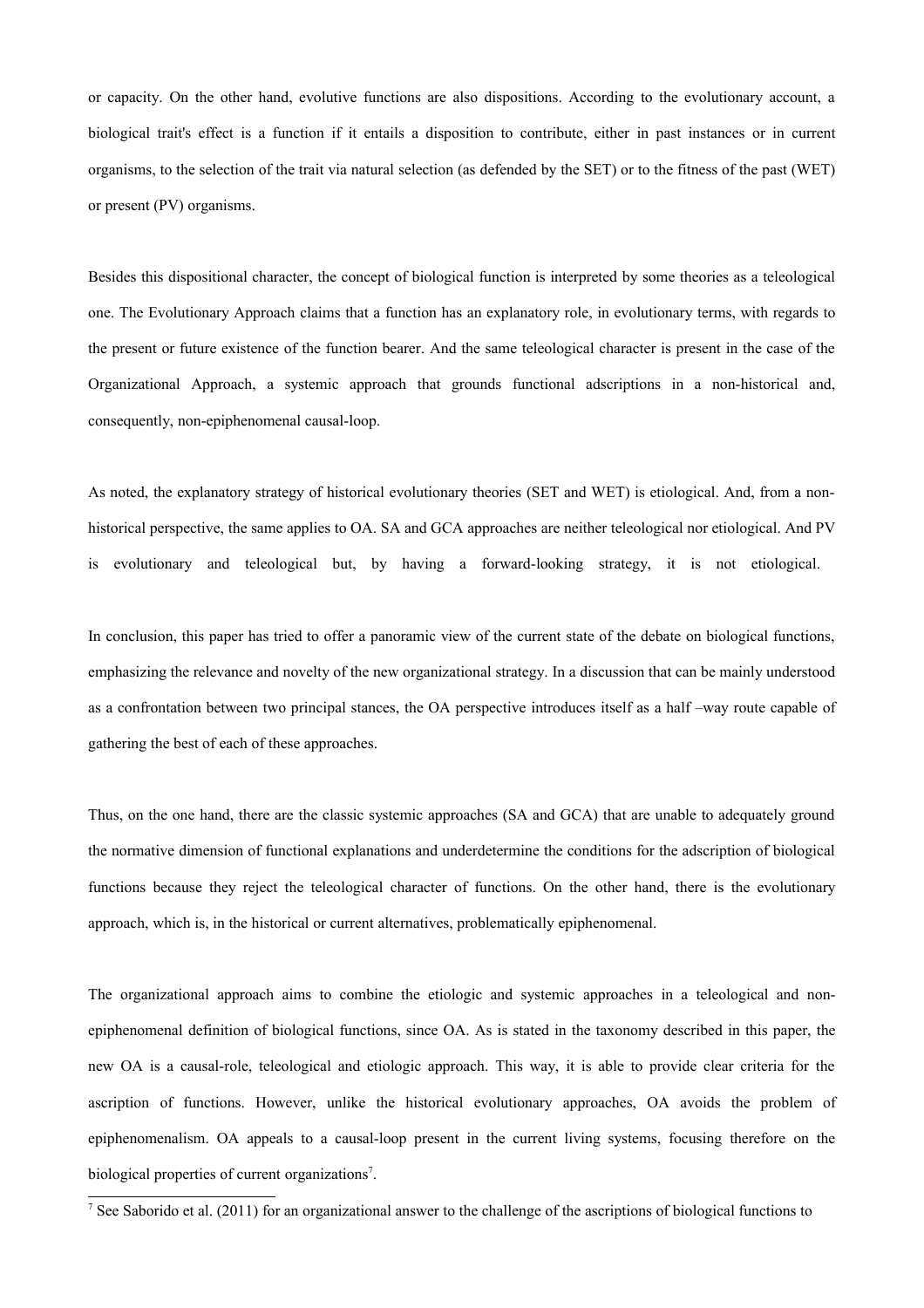or capacity. On the other hand, evolutive functions are also dispositions. According to the evolutionary account, a biological trait's effect is a function if it entails a disposition to contribute, either in past instances or in current organisms, to the selection of the trait via natural selection (as defended by the SET) or to the fitness of the past (WET) or present (PV) organisms.

Besides this dispositional character, the concept of biological function is interpreted by some theories as a teleological one. The Evolutionary Approach claims that a function has an explanatory role, in evolutionary terms, with regards to the present or future existence of the function bearer. And the same teleological character is present in the case of the Organizational Approach, a systemic approach that grounds functional adscriptions in a non-historical and, consequently, non-epiphenomenal causal-loop.

As noted, the explanatory strategy of historical evolutionary theories (SET and WET) is etiological. And, from a non-historical perspective, the same applies to OA. SA and GCA approaches are neither teleological nor etiological. And PV is evolutionary and teleological but, by having a forward-looking strategy, it is not etiological.

In conclusion, this paper has tried to offer a panoramic view of the current state of the debate on biological functions, emphasizing the relevance and novelty of the new organizational strategy. In a discussion that can be mainly understood as a confrontation between two principal stances, the OA perspective introduces itself as a half –way route capable of gathering the best of each of these approaches.

Thus, on the one hand, there are the classic systemic approaches (SA and GCA) that are unable to adequately ground the normative dimension of functional explanations and underdetermine the conditions for the adscription of biological functions because they reject the teleological character of functions. On the other hand, there is the evolutionary approach, which is, in the historical or current alternatives, problematically epiphenomenal.

The organizational approach aims to combine the etiologic and systemic approaches in a teleological and non-epiphenomenal definition of biological functions, since OA. As is stated in the taxonomy described in this paper, the new OA is a causal-role, teleological and etiologic approach. This way, it is able to provide clear criteria for the ascription of functions. However, unlike the historical evolutionary approaches, OA avoids the problem of epiphenomenalism. OA appeals to a causal-loop present in the current living systems, focusing therefore on the biological properties of current organizations[7].

[7] See Saborido et al. (2011) for an organizational answer to the challenge of the ascriptions of biological functions to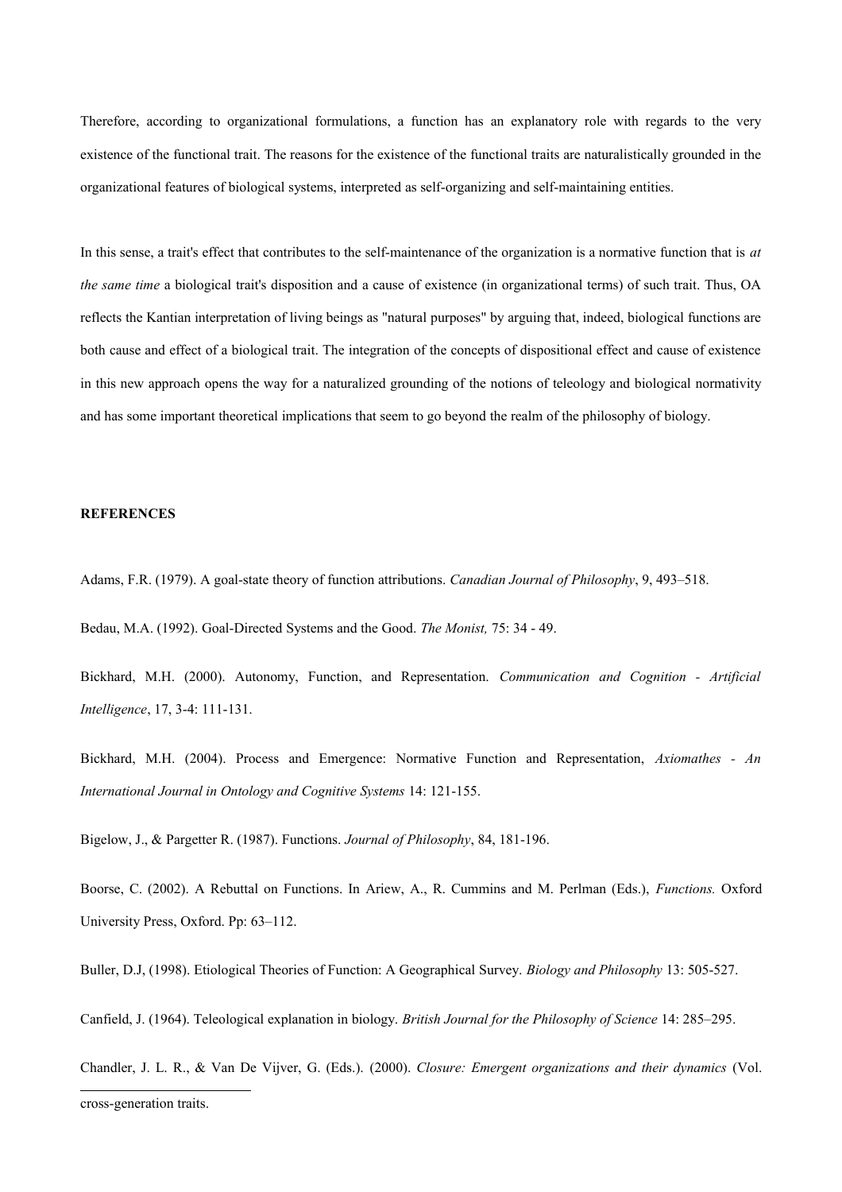Therefore, according to organizational formulations, a function has an explanatory role with regards to the very existence of the functional trait. The reasons for the existence of the functional traits are naturalistically grounded in the organizational features of biological systems, interpreted as self-organizing and self-maintaining entities.

In this sense, a trait's effect that contributes to the self-maintenance of the organization is a normative function that is *at the same time* a biological trait's disposition and a cause of existence (in organizational terms) of such trait. Thus, OA reflects the Kantian interpretation of living beings as "natural purposes" by arguing that, indeed, biological functions are both cause and effect of a biological trait. The integration of the concepts of dispositional effect and cause of existence in this new approach opens the way for a naturalized grounding of the notions of teleology and biological normativity and has some important theoretical implications that seem to go beyond the realm of the philosophy of biology.

**REFERENCES**

Adams, F.R. (1979). A goal-state theory of function attributions. *Canadian Journal of Philosophy*, 9, 493–518.

Bedau, M.A. (1992). Goal-Directed Systems and the Good. *The Monist,* 75: 34 - 49.

Bickhard, M.H. (2000). Autonomy, Function, and Representation. *Communication and Cognition - Artificial Intelligence*, 17, 3-4: 111-131.

Bickhard, M.H. (2004). Process and Emergence: Normative Function and Representation, *Axiomathes - An International Journal in Ontology and Cognitive Systems* 14: 121-155.

Bigelow, J., & Pargetter R. (1987). Functions. *Journal of Philosophy*, 84, 181-196.

Boorse, C. (2002). A Rebuttal on Functions. In Ariew, A., R. Cummins and M. Perlman (Eds.), *Functions.* Oxford University Press, Oxford. Pp: 63–112.

Buller, D.J, (1998). Etiological Theories of Function: A Geographical Survey. *Biology and Philosophy* 13: 505-527.

Canfield, J. (1964). Teleological explanation in biology. *British Journal for the Philosophy of Science* 14: 285–295.

Chandler, J. L. R., & Van De Vijver, G. (Eds.). (2000). *Closure: Emergent organizations and their dynamics* (Vol.

cross-generation traits.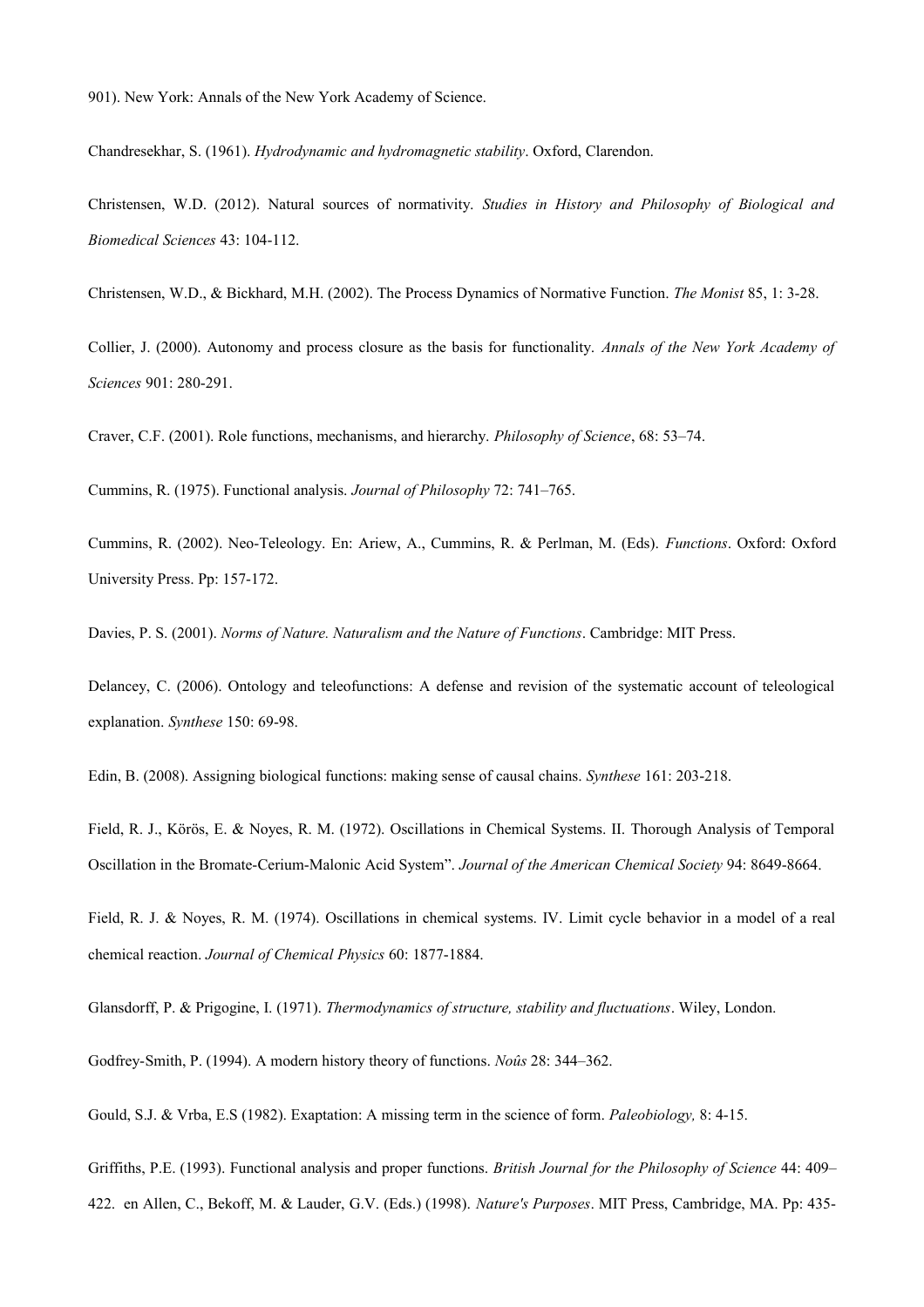901). New York: Annals of the New York Academy of Science.

Chandresekhar, S. (1961). *Hydrodynamic and hydromagnetic stability*. Oxford, Clarendon.

Christensen, W.D. (2012). Natural sources of normativity. *Studies in History and Philosophy of Biological and Biomedical Sciences* 43: 104-112.

Christensen, W.D., & Bickhard, M.H. (2002). The Process Dynamics of Normative Function. *The Monist* 85, 1: 3-28.

Collier, J. (2000). Autonomy and process closure as the basis for functionality. *Annals of the New York Academy of Sciences* 901: 280-291.

Craver, C.F. (2001). Role functions, mechanisms, and hierarchy. *Philosophy of Science*, 68: 53–74.

Cummins, R. (1975). Functional analysis. *Journal of Philosophy* 72: 741–765.

Cummins, R. (2002). Neo-Teleology. En: Ariew, A., Cummins, R. & Perlman, M. (Eds). *Functions*. Oxford: Oxford University Press. Pp: 157-172.

Davies, P. S. (2001). *Norms of Nature. Naturalism and the Nature of Functions*. Cambridge: MIT Press.

Delancey, C. (2006). Ontology and teleofunctions: A defense and revision of the systematic account of teleological explanation. *Synthese* 150: 69-98.

Edin, B. (2008). Assigning biological functions: making sense of causal chains. *Synthese* 161: 203-218.

Field, R. J., Körös, E. & Noyes, R. M. (1972). Oscillations in Chemical Systems. II. Thorough Analysis of Temporal Oscillation in the Bromate-Cerium-Malonic Acid System". *Journal of the American Chemical Society* 94: 8649-8664.

Field, R. J. & Noyes, R. M. (1974). Oscillations in chemical systems. IV. Limit cycle behavior in a model of a real chemical reaction. *Journal of Chemical Physics* 60: 1877-1884.

Glansdorff, P. & Prigogine, I. (1971). *Thermodynamics of structure, stability and fluctuations*. Wiley, London.

Godfrey-Smith, P. (1994). A modern history theory of functions. *Noûs* 28: 344–362.

Gould, S.J. & Vrba, E.S (1982). Exaptation: A missing term in the science of form. *Paleobiology,* 8: 4-15.

Griffiths, P.E. (1993). Functional analysis and proper functions. *British Journal for the Philosophy of Science* 44: 409–422. en Allen, C., Bekoff, M. & Lauder, G.V. (Eds.) (1998). *Nature's Purposes*. MIT Press, Cambridge, MA. Pp: 435-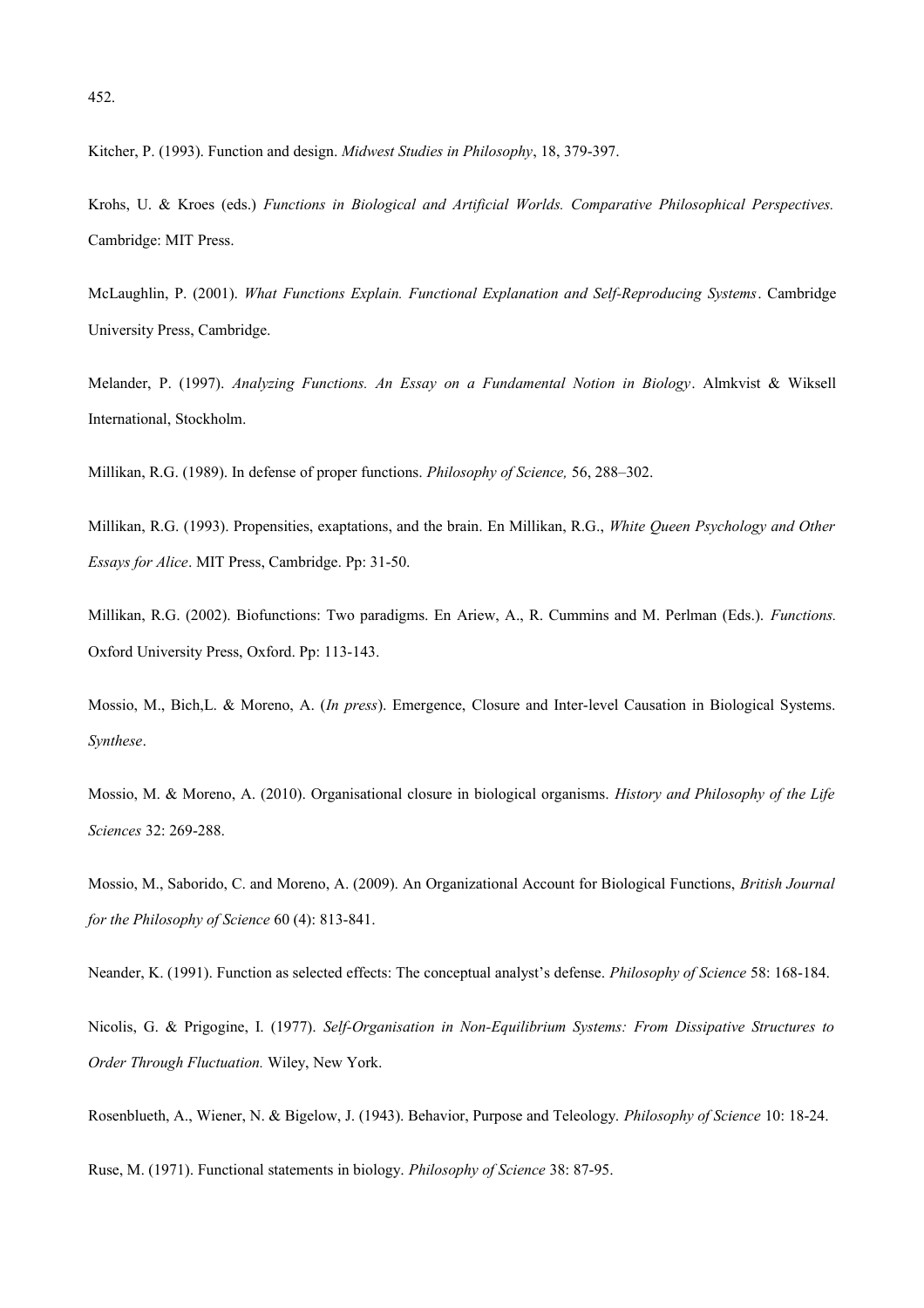452.

Kitcher, P. (1993). Function and design. *Midwest Studies in Philosophy*, 18, 379-397.

Krohs, U. & Kroes (eds.) *Functions in Biological and Artificial Worlds. Comparative Philosophical Perspectives.* Cambridge: MIT Press.

McLaughlin, P. (2001). *What Functions Explain. Functional Explanation and Self-Reproducing Systems*. Cambridge University Press, Cambridge.

Melander, P. (1997). *Analyzing Functions. An Essay on a Fundamental Notion in Biology*. Almkvist & Wiksell International, Stockholm.

Millikan, R.G. (1989). In defense of proper functions. *Philosophy of Science,* 56, 288–302.

Millikan, R.G. (1993). Propensities, exaptations, and the brain. En Millikan, R.G., *White Queen Psychology and Other Essays for Alice*. MIT Press, Cambridge. Pp: 31-50.

Millikan, R.G. (2002). Biofunctions: Two paradigms. En Ariew, A., R. Cummins and M. Perlman (Eds.). *Functions.* Oxford University Press, Oxford. Pp: 113-143.

Mossio, M., Bich,L. & Moreno, A. (*In press*). Emergence, Closure and Inter-level Causation in Biological Systems. *Synthese*.

Mossio, M. & Moreno, A. (2010). Organisational closure in biological organisms. *History and Philosophy of the Life Sciences* 32: 269-288.

Mossio, M., Saborido, C. and Moreno, A. (2009). An Organizational Account for Biological Functions, *British Journal for the Philosophy of Science* 60 (4): 813-841.

Neander, K. (1991). Function as selected effects: The conceptual analyst's defense. *Philosophy of Science* 58: 168-184.

Nicolis, G. & Prigogine, I. (1977). *Self-Organisation in Non-Equilibrium Systems: From Dissipative Structures to Order Through Fluctuation.* Wiley, New York.

Rosenblueth, A., Wiener, N. & Bigelow, J. (1943). Behavior, Purpose and Teleology. *Philosophy of Science* 10: 18-24.

Ruse, M. (1971). Functional statements in biology. *Philosophy of Science* 38: 87-95.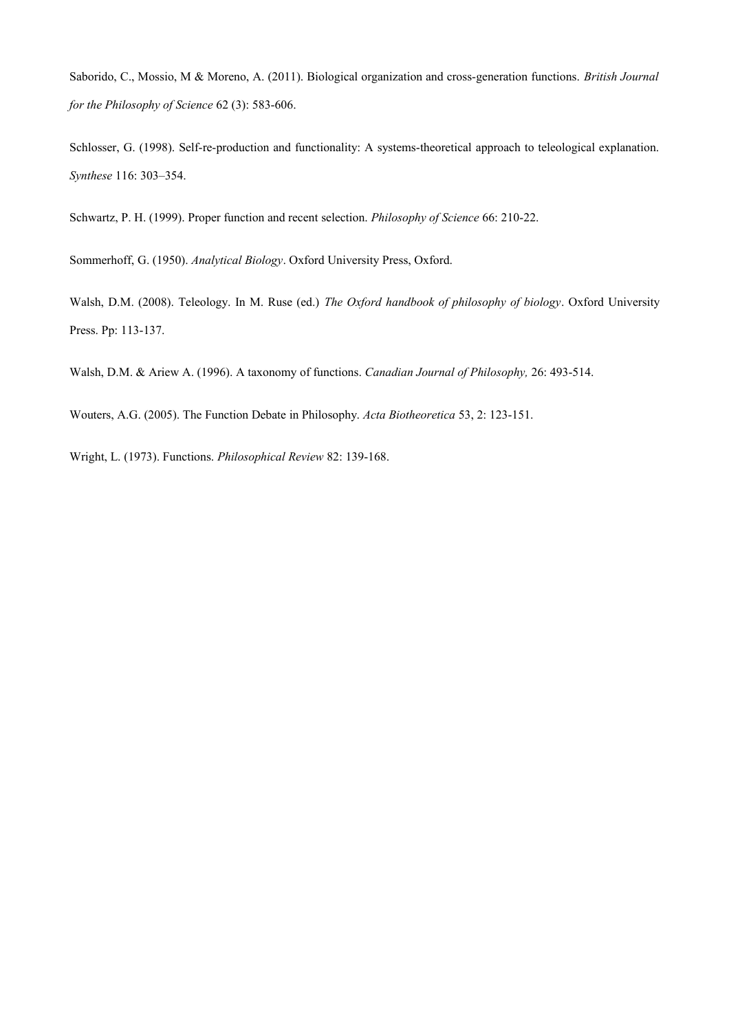Saborido, C., Mossio, M & Moreno, A. (2011). Biological organization and cross-generation functions. *British Journal for the Philosophy of Science* 62 (3): 583-606.

Schlosser, G. (1998). Self-re-production and functionality: A systems-theoretical approach to teleological explanation. *Synthese* 116: 303–354.

Schwartz, P. H. (1999). Proper function and recent selection. *Philosophy of Science* 66: 210-22.

Sommerhoff, G. (1950). *Analytical Biology*. Oxford University Press, Oxford.

Walsh, D.M. (2008). Teleology. In M. Ruse (ed.) *The Oxford handbook of philosophy of biology*. Oxford University Press. Pp: 113-137.

Walsh, D.M. & Ariew A. (1996). A taxonomy of functions. *Canadian Journal of Philosophy,* 26: 493-514.

Wouters, A.G. (2005). The Function Debate in Philosophy. *Acta Biotheoretica* 53, 2: 123-151.

Wright, L. (1973). Functions. *Philosophical Review* 82: 139-168.